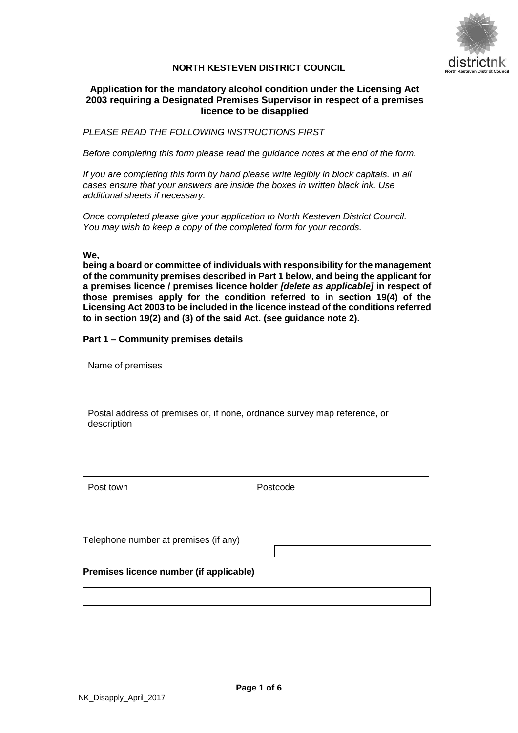**NORTH KESTEVEN DISTRICT COUNCIL**

## Application for the mandatory alcohol condition under the Licensing Act 2003 requiring a Designated Premises Supervisor in respect of a premises licence to be disapplied

*PLEASE READ THE FOLLOWING INSTRUCTIONS FIRST*

*Before completing this form please read the guidance notes at the end of the form.*

*If you are completing this form by hand please write legibly in block capitals. In all cases ensure that your answers are inside the boxes in written black ink. Use additional sheets if necessary.*

*Once completed please give your application to North Kesteven District Council. You may wish to keep a copy of the completed form for your records.*

**We,**

**being a board or committee of individuals with responsibility for the management of the community premises described in Part 1 below, and being the applicant for a premises licence / premises licence holder *[delete as applicable]* in respect of those premises apply for the condition referred to in section 19(4) of the Licensing Act 2003 to be included in the licence instead of the conditions referred to in section 19(2) and (3) of the said Act. (see guidance note 2).**

**Part 1 – Community premises details**

| Name of premises | |
|---|---|
| Postal address of premises or, if none, ordnance survey map reference, or description | |
| Post town | Postcode |

Telephone number at premises (if any)

**Premises licence number (if applicable)**

NK_Disapply_April_2017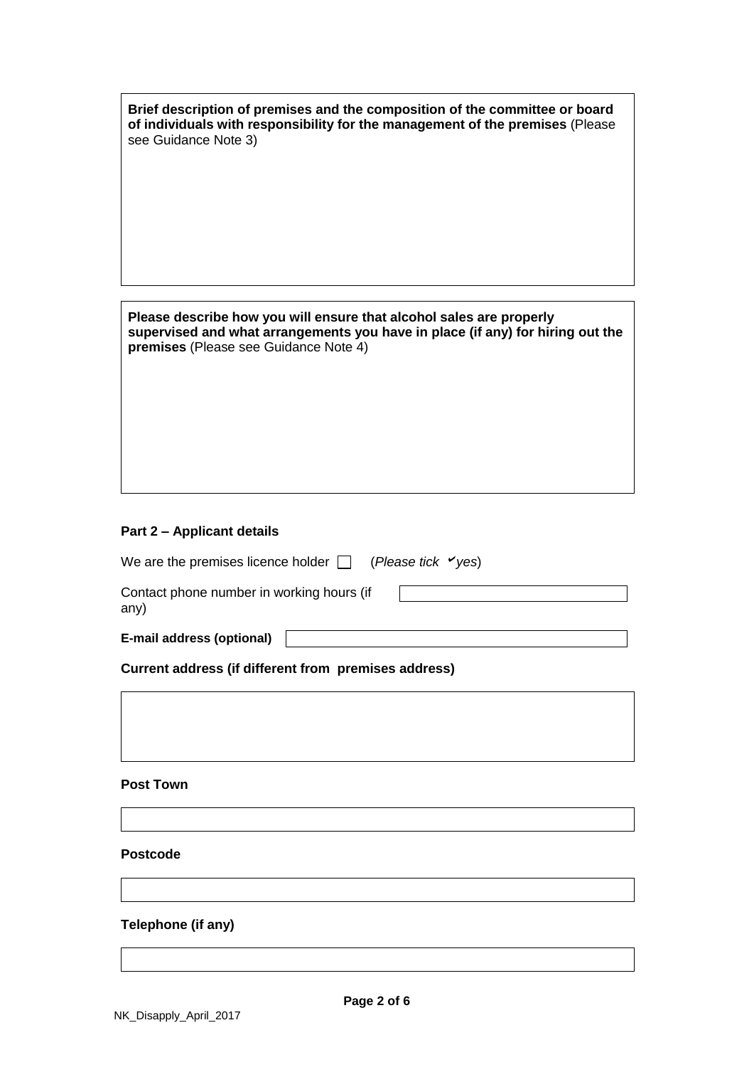**Brief description of premises and the composition of the committee or board of individuals with responsibility for the management of the premises** (Please see Guidance Note 3)

**Please describe how you will ensure that alcohol sales are properly supervised and what arrangements you have in place (if any) for hiring out the premises** (Please see Guidance Note 4)

### Part 2 – Applicant details

We are the premises licence holder ☐ (*Please tick ✔yes*)

Contact phone number in working hours (if any)

**E-mail address (optional)**

**Current address (if different from premises address)**

**Post Town**

**Postcode**

**Telephone (if any)**

NK_Disapply_April_2017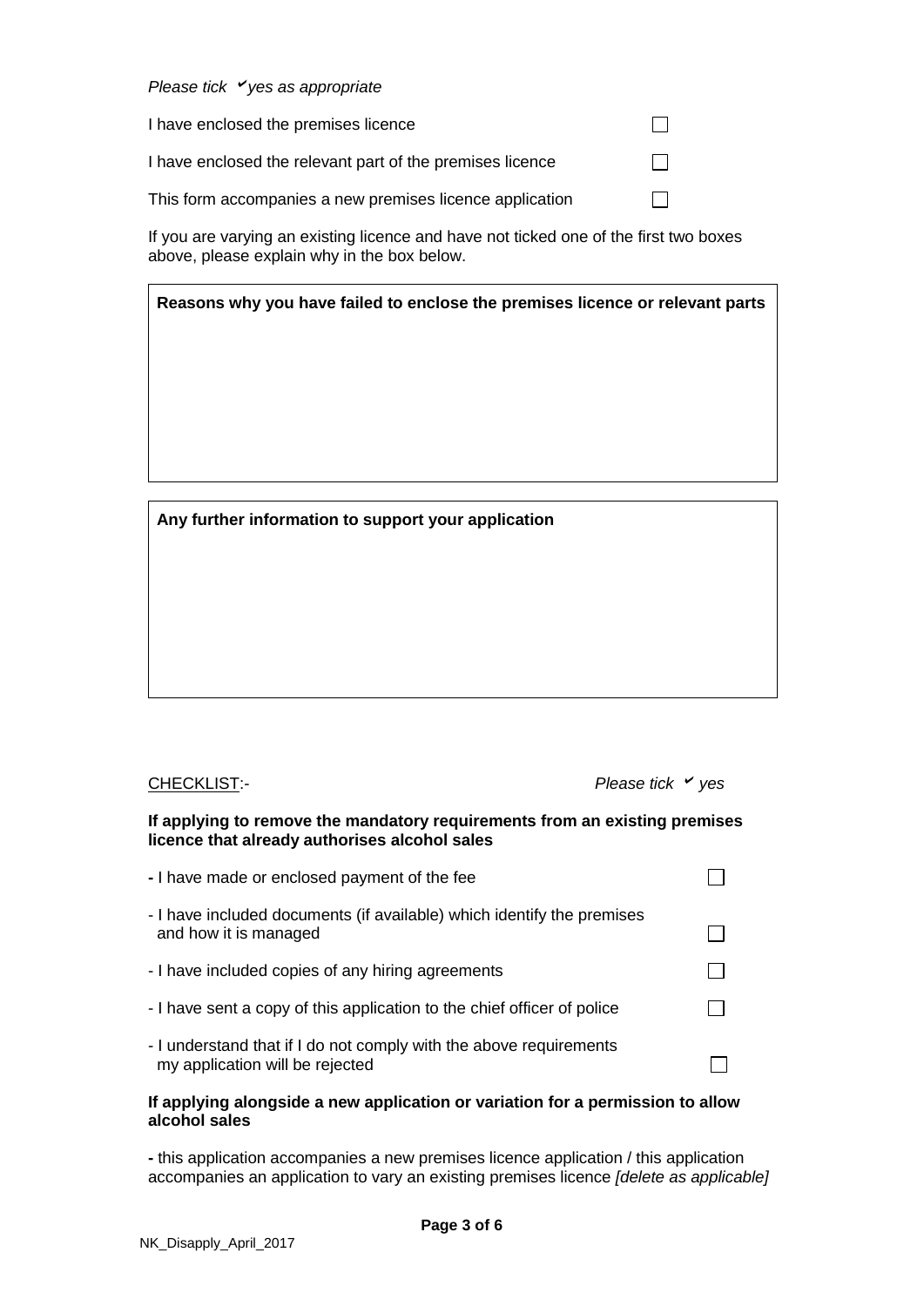*Please tick ✓ yes as appropriate*

I have enclosed the premises licence ☐

I have enclosed the relevant part of the premises licence ☐

This form accompanies a new premises licence application ☐

If you are varying an existing licence and have not ticked one of the first two boxes above, please explain why in the box below.

| **Reasons why you have failed to enclose the premises licence or relevant parts** |
| --- |
| |

| **Any further information to support your application** |
| --- |
| |

CHECKLIST:- *Please tick ✓ yes*

**If applying to remove the mandatory requirements from an existing premises licence that already authorises alcohol sales**

- I have made or enclosed payment of the fee ☐
- I have included documents (if available) which identify the premises and how it is managed ☐
- I have included copies of any hiring agreements ☐
- I have sent a copy of this application to the chief officer of police ☐
- I understand that if I do not comply with the above requirements my application will be rejected ☐

**If applying alongside a new application or variation for a permission to allow alcohol sales**

- this application accompanies a new premises licence application / this application accompanies an application to vary an existing premises licence *[delete as applicable]*

NK_Disapply_April_2017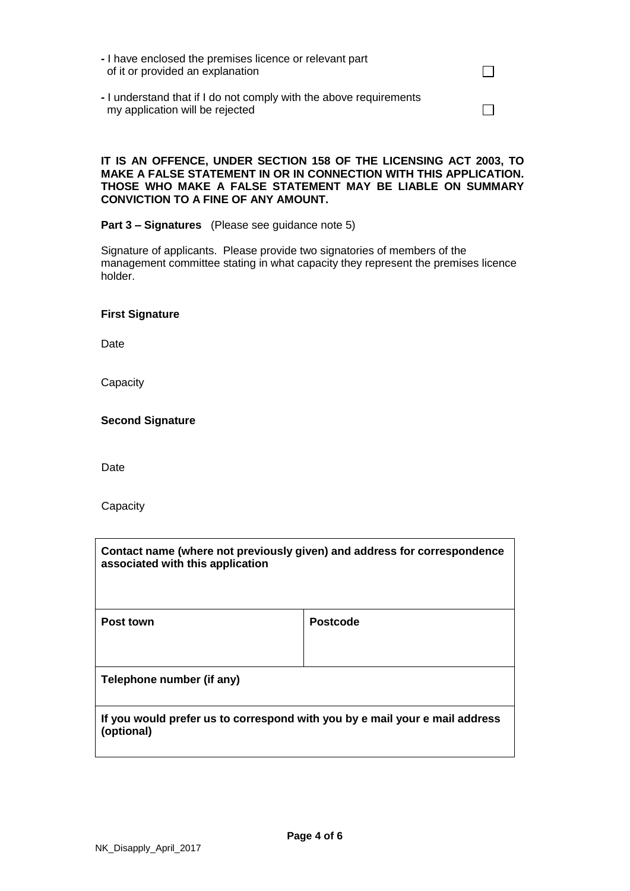- I have enclosed the premises licence or relevant part of it or provided an explanation ☐

- I understand that if I do not comply with the above requirements my application will be rejected ☐

**IT IS AN OFFENCE, UNDER SECTION 158 OF THE LICENSING ACT 2003, TO MAKE A FALSE STATEMENT IN OR IN CONNECTION WITH THIS APPLICATION. THOSE WHO MAKE A FALSE STATEMENT MAY BE LIABLE ON SUMMARY CONVICTION TO A FINE OF ANY AMOUNT.**

**Part 3 – Signatures** (Please see guidance note 5)

Signature of applicants. Please provide two signatories of members of the management committee stating in what capacity they represent the premises licence holder.

**First Signature**

Date

Capacity

**Second Signature**

Date

Capacity

| **Contact name (where not previously given) and address for correspondence associated with this application** | |
|---|---|
| **Post town** | **Postcode** |
| **Telephone number (if any)** | |
| **If you would prefer us to correspond with you by e mail your e mail address (optional)** | |

NK_Disapply_April_2017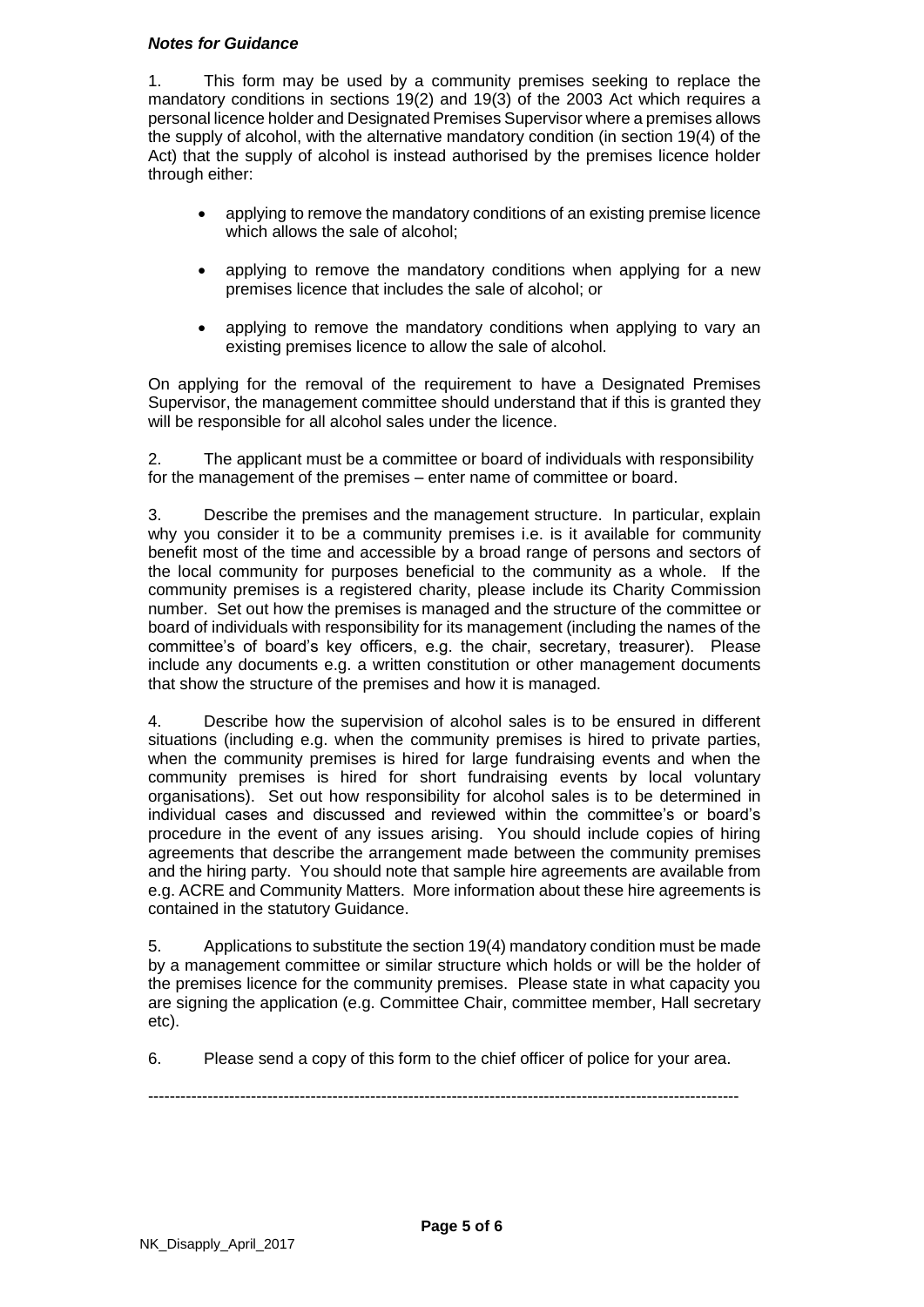***Notes for Guidance***

1. This form may be used by a community premises seeking to replace the mandatory conditions in sections 19(2) and 19(3) of the 2003 Act which requires a personal licence holder and Designated Premises Supervisor where a premises allows the supply of alcohol, with the alternative mandatory condition (in section 19(4) of the Act) that the supply of alcohol is instead authorised by the premises licence holder through either:

- applying to remove the mandatory conditions of an existing premise licence which allows the sale of alcohol;
- applying to remove the mandatory conditions when applying for a new premises licence that includes the sale of alcohol; or
- applying to remove the mandatory conditions when applying to vary an existing premises licence to allow the sale of alcohol.

On applying for the removal of the requirement to have a Designated Premises Supervisor, the management committee should understand that if this is granted they will be responsible for all alcohol sales under the licence.

2. The applicant must be a committee or board of individuals with responsibility for the management of the premises – enter name of committee or board.

3. Describe the premises and the management structure. In particular, explain why you consider it to be a community premises i.e. is it available for community benefit most of the time and accessible by a broad range of persons and sectors of the local community for purposes beneficial to the community as a whole. If the community premises is a registered charity, please include its Charity Commission number. Set out how the premises is managed and the structure of the committee or board of individuals with responsibility for its management (including the names of the committee's of board's key officers, e.g. the chair, secretary, treasurer). Please include any documents e.g. a written constitution or other management documents that show the structure of the premises and how it is managed.

4. Describe how the supervision of alcohol sales is to be ensured in different situations (including e.g. when the community premises is hired to private parties, when the community premises is hired for large fundraising events and when the community premises is hired for short fundraising events by local voluntary organisations). Set out how responsibility for alcohol sales is to be determined in individual cases and discussed and reviewed within the committee's or board's procedure in the event of any issues arising. You should include copies of hiring agreements that describe the arrangement made between the community premises and the hiring party. You should note that sample hire agreements are available from e.g. ACRE and Community Matters. More information about these hire agreements is contained in the statutory Guidance.

5. Applications to substitute the section 19(4) mandatory condition must be made by a management committee or similar structure which holds or will be the holder of the premises licence for the community premises. Please state in what capacity you are signing the application (e.g. Committee Chair, committee member, Hall secretary etc).

6. Please send a copy of this form to the chief officer of police for your area.

---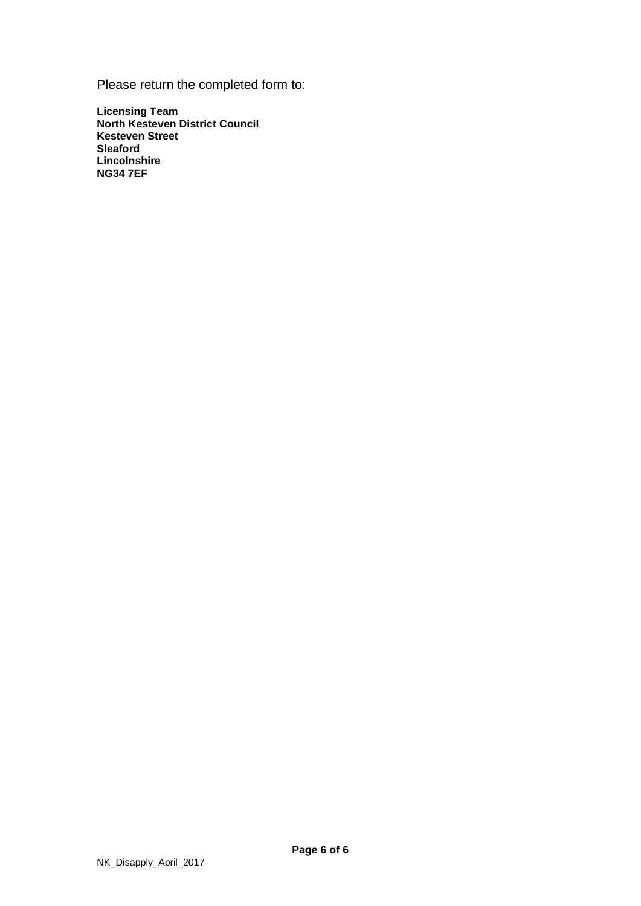Please return the completed form to:

**Licensing Team**
**North Kesteven District Council**
**Kesteven Street**
**Sleaford**
**Lincolnshire**
**NG34 7EF**

NK_Disapply_April_2017